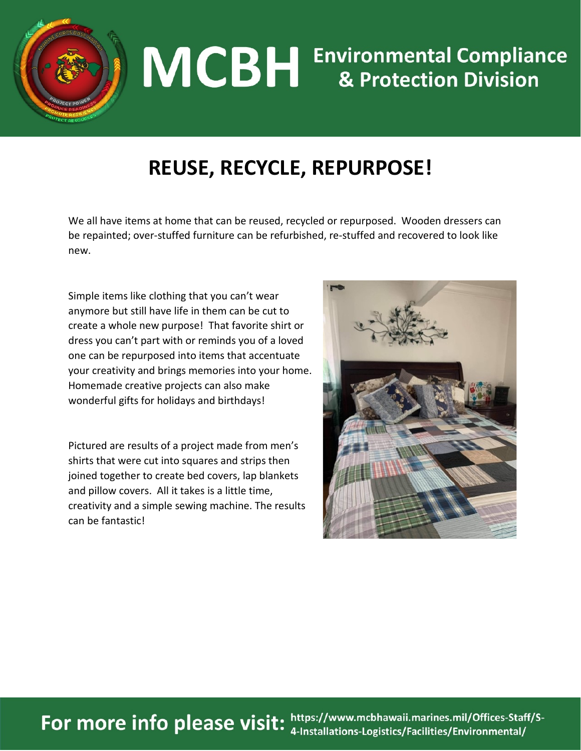# MCBH Environmental Compliance & Protection Division

## REUSE, RECYCLE, REPURPOSE!

We all have items at home that can be reused, recycled or repurposed. Wooden dressers can be repainted; over-stuffed furniture can be refurbished, re-stuffed and recovered to look like new.

Simple items like clothing that you can't wear anymore but still have life in them can be cut to create a whole new purpose! That favorite shirt or dress you can't part with or reminds you of a loved one can be repurposed into items that accentuate your creativity and brings memories into your home. Homemade creative projects can also make wonderful gifts for holidays and birthdays!

Pictured are results of a project made from men's shirts that were cut into squares and strips then joined together to create bed covers, lap blankets and pillow covers. All it takes is a little time, creativity and a simple sewing machine. The results can be fantastic!

**For more info please visit:** https://www.mcbhawaii.marines.mil/Offices-Staff/S-4-Installations-Logistics/Facilities/Environmental/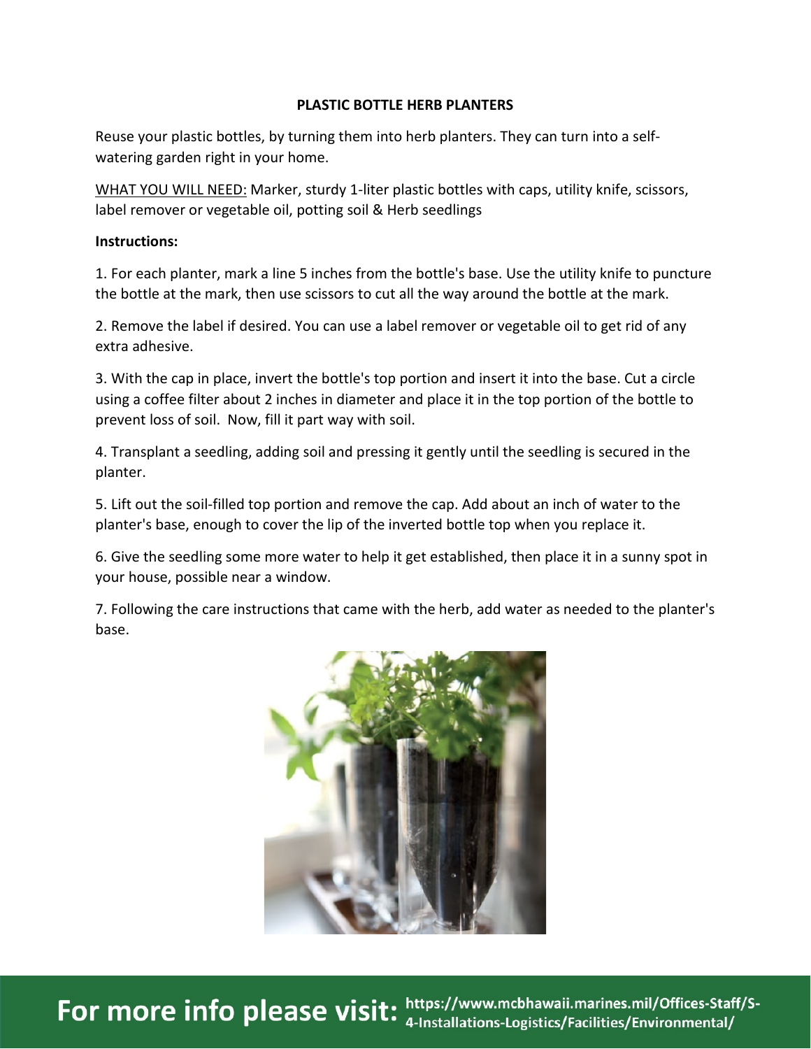**PLASTIC BOTTLE HERB PLANTERS**

Reuse your plastic bottles, by turning them into herb planters. They can turn into a self-watering garden right in your home.

WHAT YOU WILL NEED: Marker, sturdy 1-liter plastic bottles with caps, utility knife, scissors, label remover or vegetable oil, potting soil & Herb seedlings

**Instructions:**

1. For each planter, mark a line 5 inches from the bottle's base. Use the utility knife to puncture the bottle at the mark, then use scissors to cut all the way around the bottle at the mark.

2. Remove the label if desired. You can use a label remover or vegetable oil to get rid of any extra adhesive.

3. With the cap in place, invert the bottle's top portion and insert it into the base. Cut a circle using a coffee filter about 2 inches in diameter and place it in the top portion of the bottle to prevent loss of soil. Now, fill it part way with soil.

4. Transplant a seedling, adding soil and pressing it gently until the seedling is secured in the planter.

5. Lift out the soil-filled top portion and remove the cap. Add about an inch of water to the planter's base, enough to cover the lip of the inverted bottle top when you replace it.

6. Give the seedling some more water to help it get established, then place it in a sunny spot in your house, possible near a window.

7. Following the care instructions that came with the herb, add water as needed to the planter's base.

**For more info please visit:** https://www.mcbhawaii.marines.mil/Offices-Staff/S-4-Installations-Logistics/Facilities/Environmental/